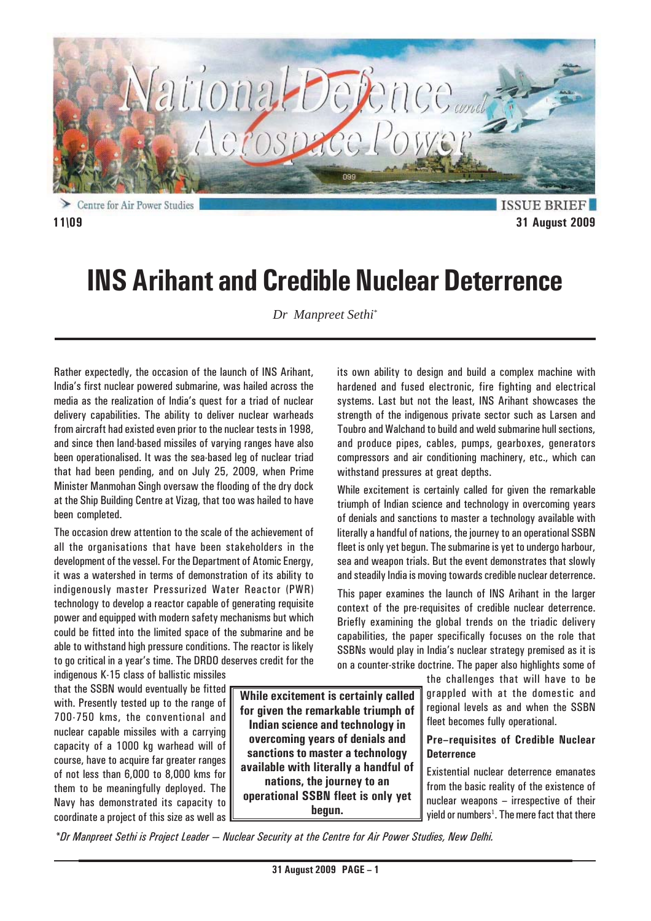Centre for Air Power Studies — ISSUE BRIEF

11\09 — 31 August 2009

# INS Arihant and Credible Nuclear Deterrence

*Dr Manpreet Sethi**

Rather expectedly, the occasion of the launch of INS Arihant, India's first nuclear powered submarine, was hailed across the media as the realization of India's quest for a triad of nuclear delivery capabilities. The ability to deliver nuclear warheads from aircraft had existed even prior to the nuclear tests in 1998, and since then land-based missiles of varying ranges have also been operationalised. It was the sea-based leg of nuclear triad that had been pending, and on July 25, 2009, when Prime Minister Manmohan Singh oversaw the flooding of the dry dock at the Ship Building Centre at Vizag, that too was hailed to have been completed.

The occasion drew attention to the scale of the achievement of all the organisations that have been stakeholders in the development of the vessel. For the Department of Atomic Energy, it was a watershed in terms of demonstration of its ability to indigenously master Pressurized Water Reactor (PWR) technology to develop a reactor capable of generating requisite power and equipped with modern safety mechanisms but which could be fitted into the limited space of the submarine and be able to withstand high pressure conditions. The reactor is likely to go critical in a year's time. The DRDO deserves credit for the indigenous K-15 class of ballistic missiles that the SSBN would eventually be fitted with. Presently tested up to the range of 700-750 kms, the conventional and nuclear capable missiles with a carrying capacity of a 1000 kg warhead will of course, have to acquire far greater ranges of not less than 6,000 to 8,000 kms for them to be meaningfully deployed. The Navy has demonstrated its capacity to coordinate a project of this size as well as its own ability to design and build a complex machine with hardened and fused electronic, fire fighting and electrical systems. Last but not the least, INS Arihant showcases the strength of the indigenous private sector such as Larsen and Toubro and Walchand to build and weld submarine hull sections, and produce pipes, cables, pumps, gearboxes, generators compressors and air conditioning machinery, etc., which can withstand pressures at great depths.

**While excitement is certainly called for given the remarkable triumph of Indian science and technology in overcoming years of denials and sanctions to master a technology available with literally a handful of nations, the journey to an operational SSBN fleet is only yet begun.**

While excitement is certainly called for given the remarkable triumph of Indian science and technology in overcoming years of denials and sanctions to master a technology available with literally a handful of nations, the journey to an operational SSBN fleet is only yet begun. The submarine is yet to undergo harbour, sea and weapon trials. But the event demonstrates that slowly and steadily India is moving towards credible nuclear deterrence.

This paper examines the launch of INS Arihant in the larger context of the pre-requisites of credible nuclear deterrence. Briefly examining the global trends on the triadic delivery capabilities, the paper specifically focuses on the role that SSBNs would play in India's nuclear strategy premised as it is on a counter-strike doctrine. The paper also highlights some of the challenges that will have to be grappled with at the domestic and regional levels as and when the SSBN fleet becomes fully operational.

### Pre–requisites of Credible Nuclear Deterrence

Existential nuclear deterrence emanates from the basic reality of the existence of nuclear weapons – irrespective of their yield or numbers[1]. The mere fact that there

*\*Dr Manpreet Sethi is Project Leader – Nuclear Security at the Centre for Air Power Studies, New Delhi.*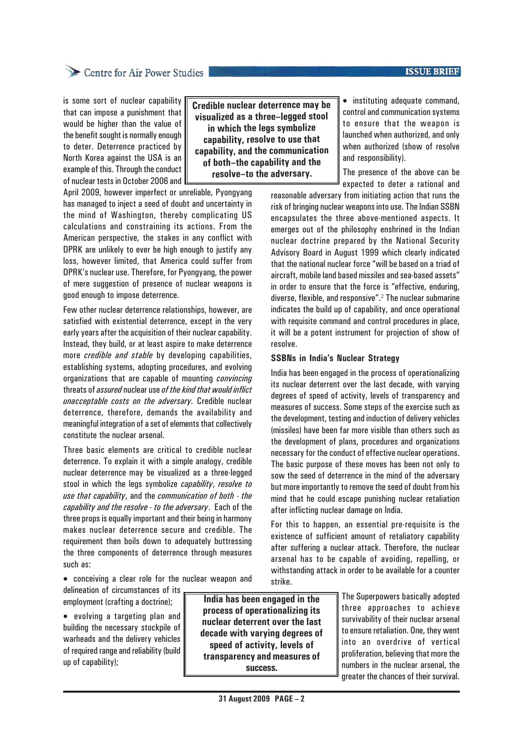is some sort of nuclear capability that can impose a punishment that would be higher than the value of the benefit sought is normally enough to deter. Deterrence practiced by North Korea against the USA is an example of this. Through the conduct of nuclear tests in October 2006 and April 2009, however imperfect or unreliable, Pyongyang has managed to inject a seed of doubt and uncertainty in the mind of Washington, thereby complicating US calculations and constraining its actions. From the American perspective, the stakes in any conflict with DPRK are unlikely to ever be high enough to justify any loss, however limited, that America could suffer from DPRK's nuclear use. Therefore, for Pyongyang, the power of mere suggestion of presence of nuclear weapons is good enough to impose deterrence.

**Credible nuclear deterrence may be visualized as a three–legged stool in which the legs symbolize capability, resolve to use that capability, and the communication of both–the capability and the resolve–to the adversary.**

Few other nuclear deterrence relationships, however, are satisfied with existential deterrence, except in the very early years after the acquisition of their nuclear capability. Instead, they build, or at least aspire to make deterrence more *credible and stable* by developing capabilities, establishing systems, adopting procedures, and evolving organizations that are capable of mounting *convincing* threats of *assured* nuclear use *of the kind that would inflict unacceptable costs on the adversary*. Credible nuclear deterrence, therefore, demands the availability and meaningful integration of a set of elements that collectively constitute the nuclear arsenal.

Three basic elements are critical to credible nuclear deterrence. To explain it with a simple analogy, credible nuclear deterrence may be visualized as a three-legged stool in which the legs symbolize *capability*, *resolve to use that capability*, and the *communication of both - the capability and the resolve - to the adversary*. Each of the three props is equally important and their being in harmony makes nuclear deterrence secure and credible. The requirement then boils down to adequately buttressing the three components of deterrence through measures such as:

- conceiving a clear role for the nuclear weapon and delineation of circumstances of its employment (crafting a doctrine);
- evolving a targeting plan and building the necessary stockpile of warheads and the delivery vehicles of required range and reliability (build up of capability);
- instituting adequate command, control and communication systems to ensure that the weapon is launched when authorized, and only when authorized (show of resolve and responsibility).

The presence of the above can be expected to deter a rational and reasonable adversary from initiating action that runs the risk of bringing nuclear weapons into use. The Indian SSBN encapsulates the three above-mentioned aspects. It emerges out of the philosophy enshrined in the Indian nuclear doctrine prepared by the National Security Advisory Board in August 1999 which clearly indicated that the national nuclear force "will be based on a triad of aircraft, mobile land based missiles and sea-based assets" in order to ensure that the force is "effective, enduring, diverse, flexible, and responsive".[2] The nuclear submarine indicates the build up of capability, and once operational with requisite command and control procedures in place, it will be a potent instrument for projection of show of resolve.

### SSBNs in India's Nuclear Strategy

India has been engaged in the process of operationalizing its nuclear deterrent over the last decade, with varying degrees of speed of activity, levels of transparency and measures of success. Some steps of the exercise such as the development, testing and induction of delivery vehicles (missiles) have been far more visible than others such as the development of plans, procedures and organizations necessary for the conduct of effective nuclear operations. The basic purpose of these moves has been not only to sow the seed of deterrence in the mind of the adversary but more importantly to remove the seed of doubt from his mind that he could escape punishing nuclear retaliation after inflicting nuclear damage on India.

For this to happen, an essential pre-requisite is the existence of sufficient amount of retaliatory capability after suffering a nuclear attack. Therefore, the nuclear arsenal has to be capable of avoiding, repelling, or withstanding attack in order to be available for a counter strike.

**India has been engaged in the process of operationalizing its nuclear deterrent over the last decade with varying degrees of speed of activity, levels of transparency and measures of success.**

The Superpowers basically adopted three approaches to achieve survivability of their nuclear arsenal to ensure retaliation. One, they went into an overdrive of vertical proliferation, believing that more the numbers in the nuclear arsenal, the greater the chances of their survival.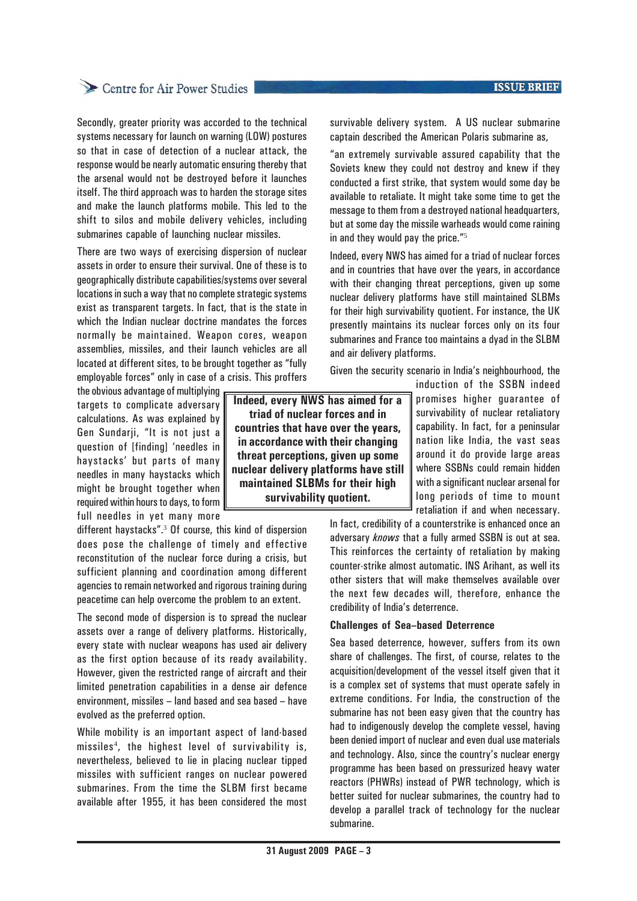Secondly, greater priority was accorded to the technical systems necessary for launch on warning (LOW) postures so that in case of detection of a nuclear attack, the response would be nearly automatic ensuring thereby that the arsenal would not be destroyed before it launches itself. The third approach was to harden the storage sites and make the launch platforms mobile. This led to the shift to silos and mobile delivery vehicles, including submarines capable of launching nuclear missiles.

There are two ways of exercising dispersion of nuclear assets in order to ensure their survival. One of these is to geographically distribute capabilities/systems over several locations in such a way that no complete strategic systems exist as transparent targets. In fact, that is the state in which the Indian nuclear doctrine mandates the forces normally be maintained. Weapon cores, weapon assemblies, missiles, and their launch vehicles are all located at different sites, to be brought together as "fully employable forces" only in case of a crisis. This proffers the obvious advantage of multiplying targets to complicate adversary calculations. As was explained by Gen Sundarji, "It is not just a question of [finding] 'needles in haystacks' but parts of many needles in many haystacks which might be brought together when required within hours to days, to form full needles in yet many more different haystacks".[3] Of course, this kind of dispersion does pose the challenge of timely and effective reconstitution of the nuclear force during a crisis, but sufficient planning and coordination among different agencies to remain networked and rigorous training during peacetime can help overcome the problem to an extent.

The second mode of dispersion is to spread the nuclear assets over a range of delivery platforms. Historically, every state with nuclear weapons has used air delivery as the first option because of its ready availability. However, given the restricted range of aircraft and their limited penetration capabilities in a dense air defence environment, missiles – land based and sea based – have evolved as the preferred option.

While mobility is an important aspect of land-based missiles[4], the highest level of survivability is, nevertheless, believed to lie in placing nuclear tipped missiles with sufficient ranges on nuclear powered submarines. From the time the SLBM first became available after 1955, it has been considered the most survivable delivery system. A US nuclear submarine captain described the American Polaris submarine as,

"an extremely survivable assured capability that the Soviets knew they could not destroy and knew if they conducted a first strike, that system would some day be available to retaliate. It might take some time to get the message to them from a destroyed national headquarters, but at some day the missile warheads would come raining in and they would pay the price."[5]

Indeed, every NWS has aimed for a triad of nuclear forces and in countries that have over the years, in accordance with their changing threat perceptions, given up some nuclear delivery platforms have still maintained SLBMs for their high survivability quotient. For instance, the UK presently maintains its nuclear forces only on its four submarines and France too maintains a dyad in the SLBM and air delivery platforms.

**Indeed, every NWS has aimed for a triad of nuclear forces and in countries that have over the years, in accordance with their changing threat perceptions, given up some nuclear delivery platforms have still maintained SLBMs for their high survivability quotient.**

Given the security scenario in India's neighbourhood, the induction of the SSBN indeed promises higher guarantee of survivability of nuclear retaliatory capability. In fact, for a peninsular nation like India, the vast seas around it do provide large areas where SSBNs could remain hidden with a significant nuclear arsenal for long periods of time to mount retaliation if and when necessary. In fact, credibility of a counterstrike is enhanced once an adversary *knows* that a fully armed SSBN is out at sea. This reinforces the certainty of retaliation by making counter-strike almost automatic. INS Arihant, as well its other sisters that will make themselves available over the next few decades will, therefore, enhance the credibility of India's deterrence.

### Challenges of Sea–based Deterrence

Sea based deterrence, however, suffers from its own share of challenges. The first, of course, relates to the acquisition/development of the vessel itself given that it is a complex set of systems that must operate safely in extreme conditions. For India, the construction of the submarine has not been easy given that the country has had to indigenously develop the complete vessel, having been denied import of nuclear and even dual use materials and technology. Also, since the country's nuclear energy programme has been based on pressurized heavy water reactors (PHWRs) instead of PWR technology, which is better suited for nuclear submarines, the country had to develop a parallel track of technology for the nuclear submarine.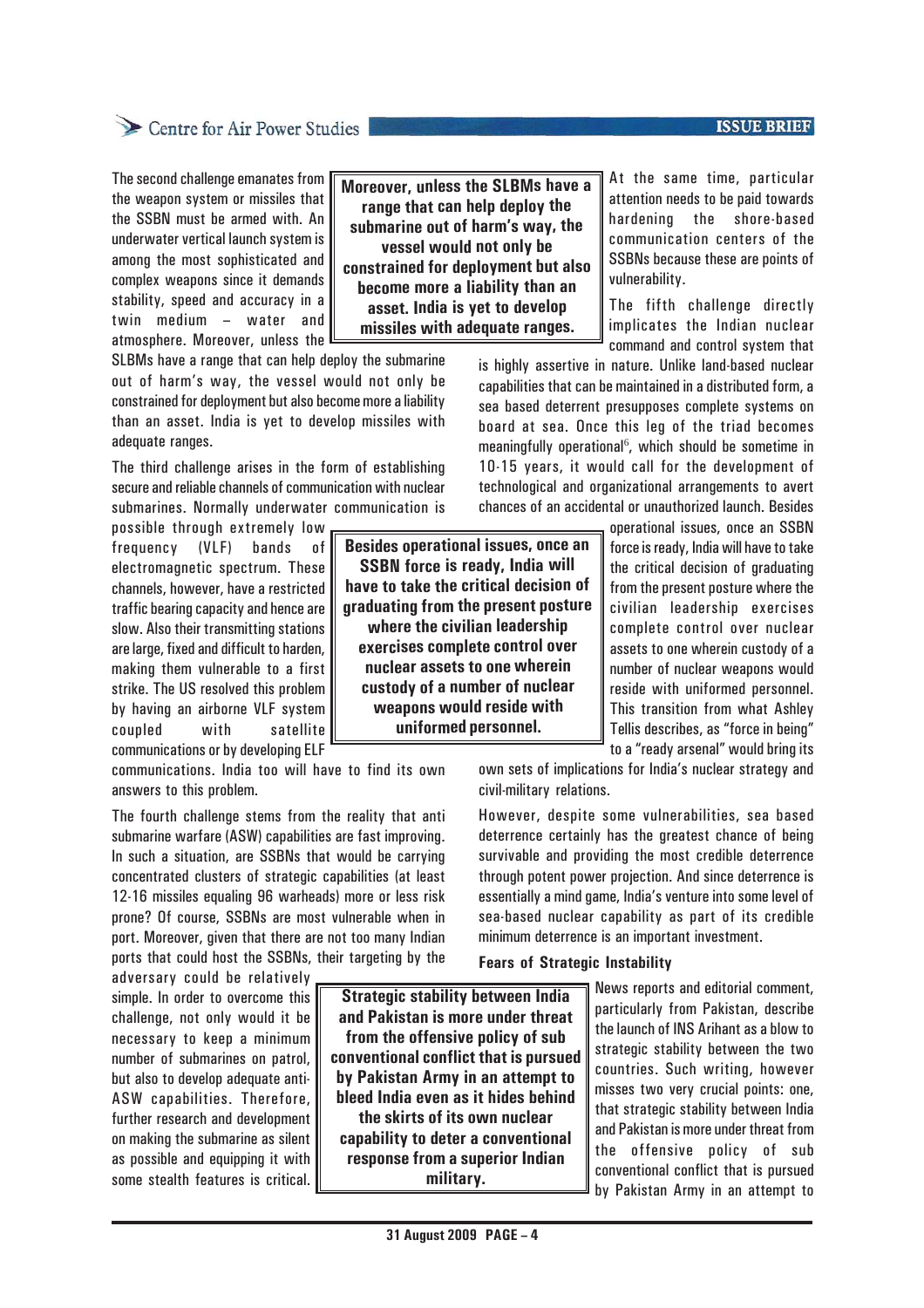The second challenge emanates from the weapon system or missiles that the SSBN must be armed with. An underwater vertical launch system is among the most sophisticated and complex weapons since it demands stability, speed and accuracy in a twin medium – water and atmosphere. Moreover, unless the SLBMs have a range that can help deploy the submarine out of harm's way, the vessel would not only be constrained for deployment but also become more a liability than an asset. India is yet to develop missiles with adequate ranges.

> **Moreover, unless the SLBMs have a range that can help deploy the submarine out of harm's way, the vessel would not only be constrained for deployment but also become more a liability than an asset. India is yet to develop missiles with adequate ranges.**

The third challenge arises in the form of establishing secure and reliable channels of communication with nuclear submarines. Normally underwater communication is possible through extremely low frequency (VLF) bands of electromagnetic spectrum. These channels, however, have a restricted traffic bearing capacity and hence are slow. Also their transmitting stations are large, fixed and difficult to harden, making them vulnerable to a first strike. The US resolved this problem by having an airborne VLF system coupled with satellite communications or by developing ELF communications. India too will have to find its own answers to this problem.

The fourth challenge stems from the reality that anti submarine warfare (ASW) capabilities are fast improving. In such a situation, are SSBNs that would be carrying concentrated clusters of strategic capabilities (at least 12-16 missiles equaling 96 warheads) more or less risk prone? Of course, SSBNs are most vulnerable when in port. Moreover, given that there are not too many Indian ports that could host the SSBNs, their targeting by the adversary could be relatively simple. In order to overcome this challenge, not only would it be necessary to keep a minimum number of submarines on patrol, but also to develop adequate anti-ASW capabilities. Therefore, further research and development on making the submarine as silent as possible and equipping it with some stealth features is critical. At the same time, particular attention needs to be paid towards hardening the shore-based communication centers of the SSBNs because these are points of vulnerability.

The fifth challenge directly implicates the Indian nuclear command and control system that is highly assertive in nature. Unlike land-based nuclear capabilities that can be maintained in a distributed form, a sea based deterrent presupposes complete systems on board at sea. Once this leg of the triad becomes meaningfully operational[6], which should be sometime in 10-15 years, it would call for the development of technological and organizational arrangements to avert chances of an accidental or unauthorized launch. Besides operational issues, once an SSBN force is ready, India will have to take the critical decision of graduating from the present posture where the civilian leadership exercises complete control over nuclear assets to one wherein custody of a number of nuclear weapons would reside with uniformed personnel. This transition from what Ashley Tellis describes, as "force in being" to a "ready arsenal" would bring its own sets of implications for India's nuclear strategy and civil-military relations.

> **Besides operational issues, once an SSBN force is ready, India will have to take the critical decision of graduating from the present posture where the civilian leadership exercises complete control over nuclear assets to one wherein custody of a number of nuclear weapons would reside with uniformed personnel.**

However, despite some vulnerabilities, sea based deterrence certainly has the greatest chance of being survivable and providing the most credible deterrence through potent power projection. And since deterrence is essentially a mind game, India's venture into some level of sea-based nuclear capability as part of its credible minimum deterrence is an important investment.

### Fears of Strategic Instability

News reports and editorial comment, particularly from Pakistan, describe the launch of INS Arihant as a blow to strategic stability between the two countries. Such writing, however misses two very crucial points: one, that strategic stability between India and Pakistan is more under threat from the offensive policy of sub conventional conflict that is pursued by Pakistan Army in an attempt to

> **Strategic stability between India and Pakistan is more under threat from the offensive policy of sub conventional conflict that is pursued by Pakistan Army in an attempt to bleed India even as it hides behind the skirts of its own nuclear capability to deter a conventional response from a superior Indian military.**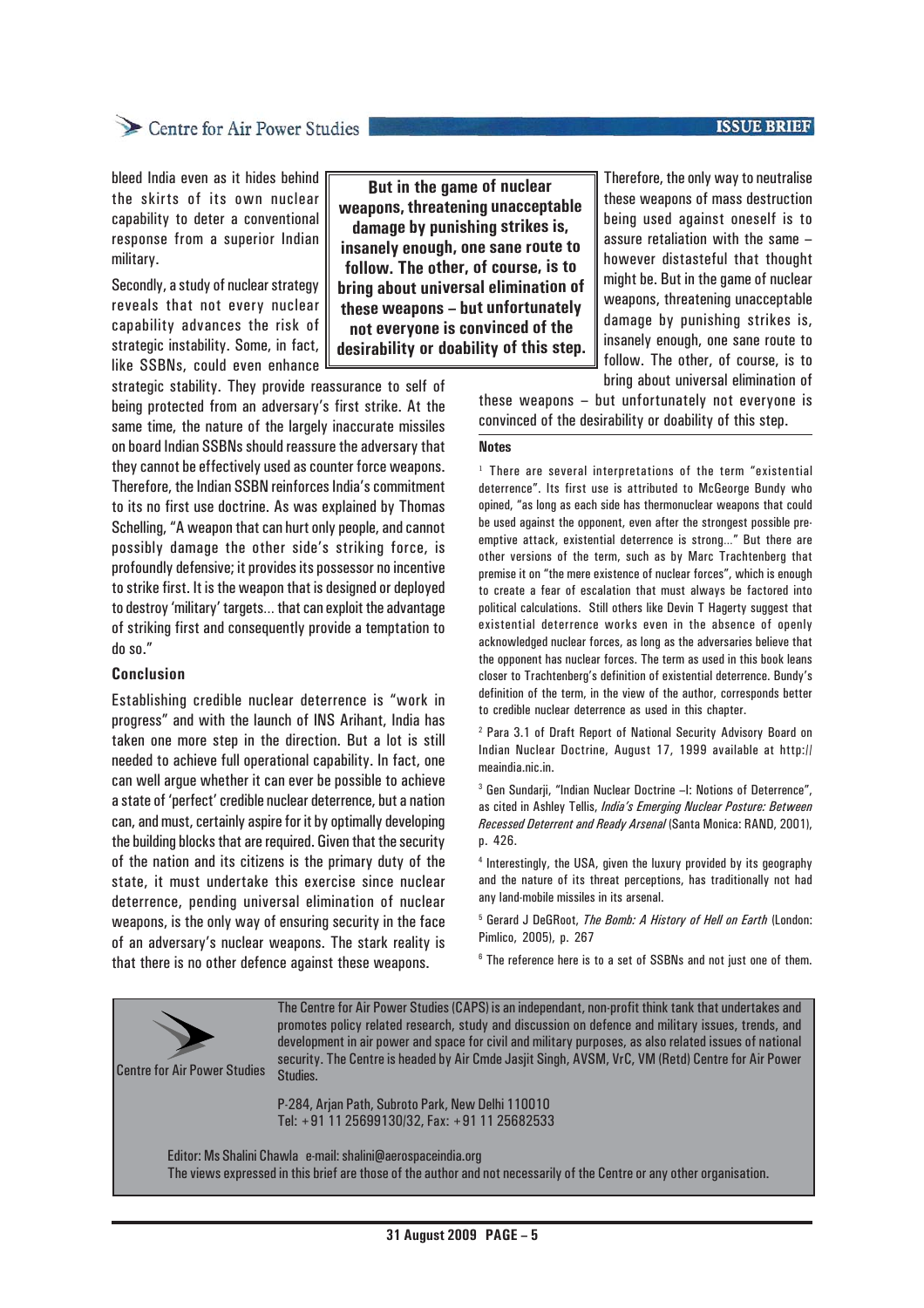bleed India even as it hides behind the skirts of its own nuclear capability to deter a conventional response from a superior Indian military.

Secondly, a study of nuclear strategy reveals that not every nuclear capability advances the risk of strategic instability. Some, in fact, like SSBNs, could even enhance strategic stability. They provide reassurance to self of being protected from an adversary's first strike. At the same time, the nature of the largely inaccurate missiles on board Indian SSBNs should reassure the adversary that they cannot be effectively used as counter force weapons. Therefore, the Indian SSBN reinforces India's commitment to its no first use doctrine. As was explained by Thomas Schelling, "A weapon that can hurt only people, and cannot possibly damage the other side's striking force, is profoundly defensive; it provides its possessor no incentive to strike first. It is the weapon that is designed or deployed to destroy 'military' targets... that can exploit the advantage of striking first and consequently provide a temptation to do so."

**But in the game of nuclear weapons, threatening unacceptable damage by punishing strikes is, insanely enough, one sane route to follow. The other, of course, is to bring about universal elimination of these weapons – but unfortunately not everyone is convinced of the desirability or doability of this step.**

### Conclusion

Establishing credible nuclear deterrence is "work in progress" and with the launch of INS Arihant, India has taken one more step in the direction. But a lot is still needed to achieve full operational capability. In fact, one can well argue whether it can ever be possible to achieve a state of 'perfect' credible nuclear deterrence, but a nation can, and must, certainly aspire for it by optimally developing the building blocks that are required. Given that the security of the nation and its citizens is the primary duty of the state, it must undertake this exercise since nuclear deterrence, pending universal elimination of nuclear weapons, is the only way of ensuring security in the face of an adversary's nuclear weapons. The stark reality is that there is no other defence against these weapons. Therefore, the only way to neutralise these weapons of mass destruction being used against oneself is to assure retaliation with the same – however distasteful that thought might be. But in the game of nuclear weapons, threatening unacceptable damage by punishing strikes is, insanely enough, one sane route to follow. The other, of course, is to bring about universal elimination of these weapons – but unfortunately not everyone is convinced of the desirability or doability of this step.

### Notes

[1] There are several interpretations of the term "existential deterrence". Its first use is attributed to McGeorge Bundy who opined, "as long as each side has thermonuclear weapons that could be used against the opponent, even after the strongest possible pre-emptive attack, existential deterrence is strong..." But there are other versions of the term, such as by Marc Trachtenberg that premise it on "the mere existence of nuclear forces", which is enough to create a fear of escalation that must always be factored into political calculations. Still others like Devin T Hagerty suggest that existential deterrence works even in the absence of openly acknowledged nuclear forces, as long as the adversaries believe that the opponent has nuclear forces. The term as used in this book leans closer to Trachtenberg's definition of existential deterrence. Bundy's definition of the term, in the view of the author, corresponds better to credible nuclear deterrence as used in this chapter.

[2] Para 3.1 of Draft Report of National Security Advisory Board on Indian Nuclear Doctrine, August 17, 1999 available at http://meaindia.nic.in.

[3] Gen Sundarji, "Indian Nuclear Doctrine –I: Notions of Deterrence", as cited in Ashley Tellis, *India's Emerging Nuclear Posture: Between Recessed Deterrent and Ready Arsenal* (Santa Monica: RAND, 2001), p. 426.

[4] Interestingly, the USA, given the luxury provided by its geography and the nature of its threat perceptions, has traditionally not had any land-mobile missiles in its arsenal.

[5] Gerard J DeGRoot, *The Bomb: A History of Hell on Earth* (London: Pimlico, 2005), p. 267

[6] The reference here is to a set of SSBNs and not just one of them.

---

Centre for Air Power Studies

The Centre for Air Power Studies (CAPS) is an independant, non-profit think tank that undertakes and promotes policy related research, study and discussion on defence and military issues, trends, and development in air power and space for civil and military purposes, as also related issues of national security. The Centre is headed by Air Cmde Jasjit Singh, AVSM, VrC, VM (Retd) Centre for Air Power Studies.

P-284, Arjan Path, Subroto Park, New Delhi 110010
Tel: +91 11 25699130/32, Fax: +91 11 25682533

Editor: Ms Shalini Chawla e-mail: shalini@aerospaceindia.org
The views expressed in this brief are those of the author and not necessarily of the Centre or any other organisation.